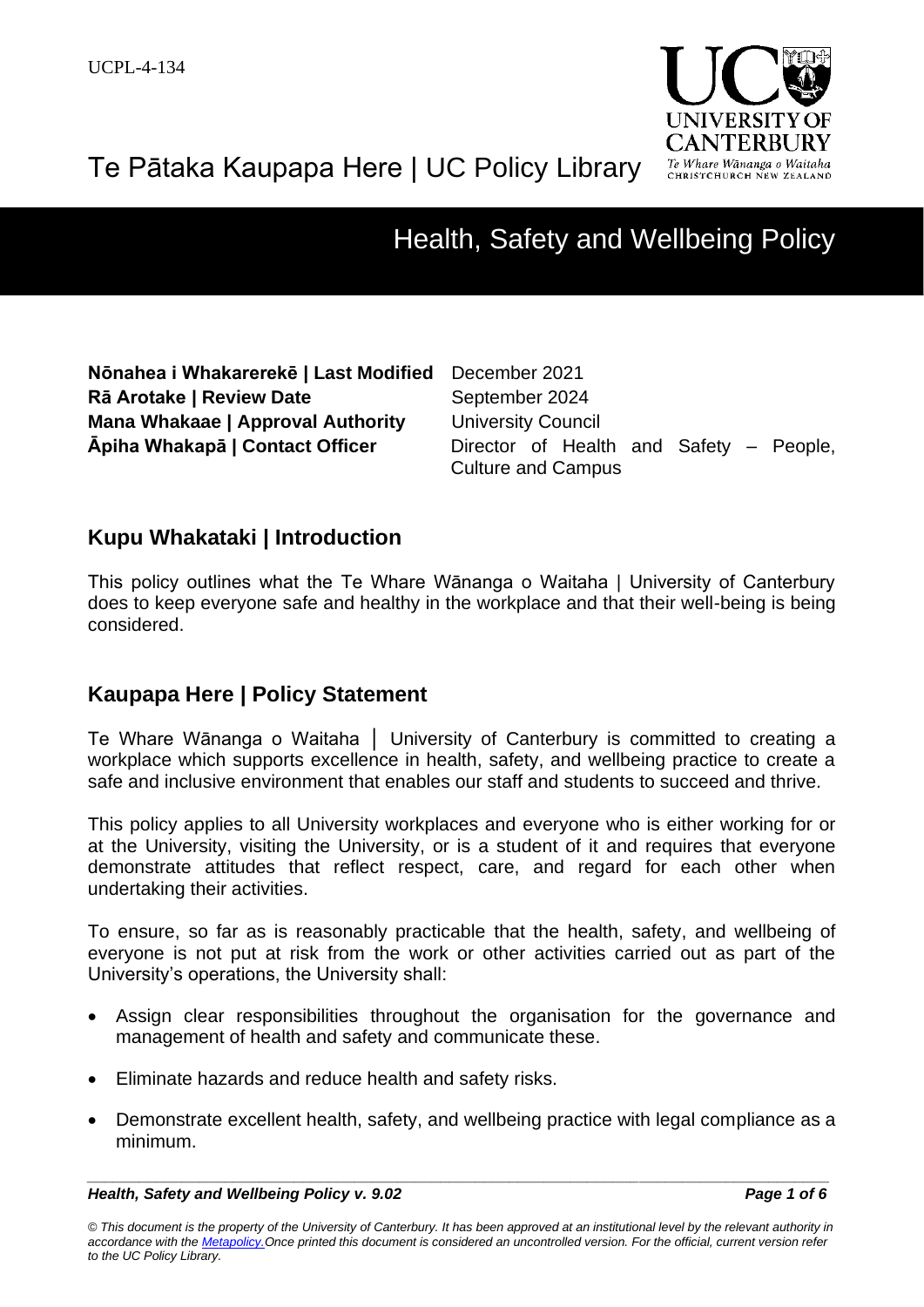UCPL-4-134

Te Pātaka Kaupapa Here | UC Policy Library

# Health, Safety and Wellbeing Policy

| | |
|---|---|
| **Nōnahea i Whakarerekē \| Last Modified** | December 2021 |
| **Rā Arotake \| Review Date** | September 2024 |
| **Mana Whakaae \| Approval Authority** | University Council |
| **Āpiha Whakapā \| Contact Officer** | Director of Health and Safety – People, Culture and Campus |

## Kupu Whakataki | Introduction

This policy outlines what the Te Whare Wānanga o Waitaha | University of Canterbury does to keep everyone safe and healthy in the workplace and that their well-being is being considered.

## Kaupapa Here | Policy Statement

Te Whare Wānanga o Waitaha │ University of Canterbury is committed to creating a workplace which supports excellence in health, safety, and wellbeing practice to create a safe and inclusive environment that enables our staff and students to succeed and thrive.

This policy applies to all University workplaces and everyone who is either working for or at the University, visiting the University, or is a student of it and requires that everyone demonstrate attitudes that reflect respect, care, and regard for each other when undertaking their activities.

To ensure, so far as is reasonably practicable that the health, safety, and wellbeing of everyone is not put at risk from the work or other activities carried out as part of the University's operations, the University shall:

- Assign clear responsibilities throughout the organisation for the governance and management of health and safety and communicate these.
- Eliminate hazards and reduce health and safety risks.
- Demonstrate excellent health, safety, and wellbeing practice with legal compliance as a minimum.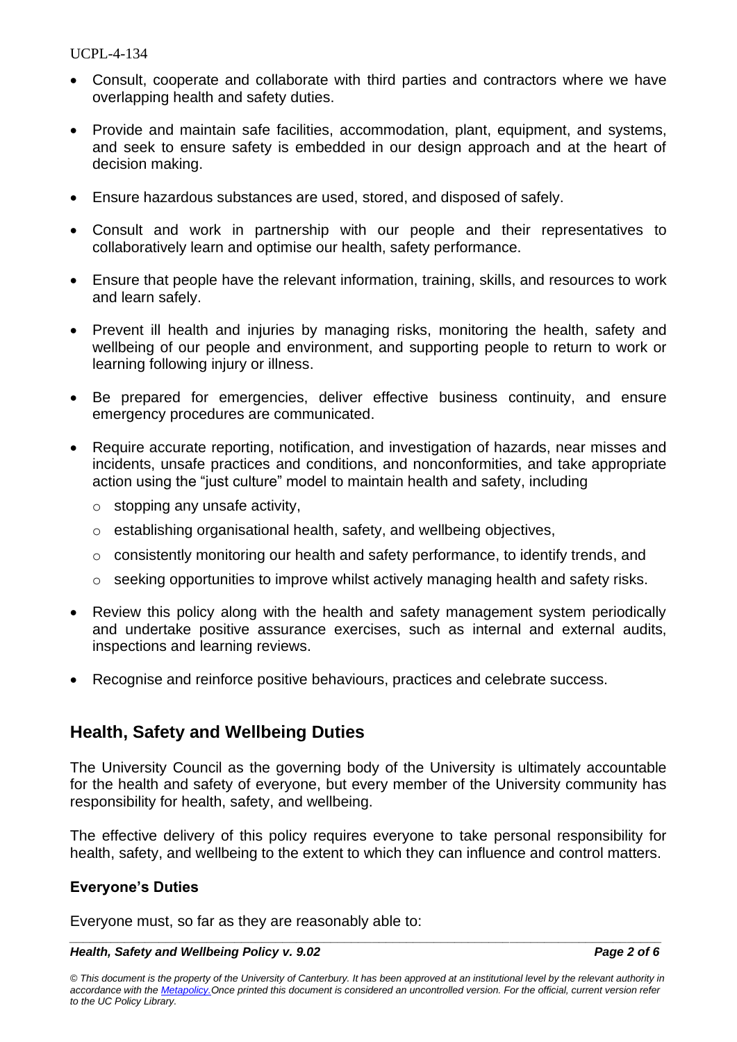- Consult, cooperate and collaborate with third parties and contractors where we have overlapping health and safety duties.
- Provide and maintain safe facilities, accommodation, plant, equipment, and systems, and seek to ensure safety is embedded in our design approach and at the heart of decision making.
- Ensure hazardous substances are used, stored, and disposed of safely.
- Consult and work in partnership with our people and their representatives to collaboratively learn and optimise our health, safety performance.
- Ensure that people have the relevant information, training, skills, and resources to work and learn safely.
- Prevent ill health and injuries by managing risks, monitoring the health, safety and wellbeing of our people and environment, and supporting people to return to work or learning following injury or illness.
- Be prepared for emergencies, deliver effective business continuity, and ensure emergency procedures are communicated.
- Require accurate reporting, notification, and investigation of hazards, near misses and incidents, unsafe practices and conditions, and nonconformities, and take appropriate action using the "just culture" model to maintain health and safety, including
  - stopping any unsafe activity,
  - establishing organisational health, safety, and wellbeing objectives,
  - consistently monitoring our health and safety performance, to identify trends, and
  - seeking opportunities to improve whilst actively managing health and safety risks.
- Review this policy along with the health and safety management system periodically and undertake positive assurance exercises, such as internal and external audits, inspections and learning reviews.
- Recognise and reinforce positive behaviours, practices and celebrate success.

## Health, Safety and Wellbeing Duties

The University Council as the governing body of the University is ultimately accountable for the health and safety of everyone, but every member of the University community has responsibility for health, safety, and wellbeing.

The effective delivery of this policy requires everyone to take personal responsibility for health, safety, and wellbeing to the extent to which they can influence and control matters.

### Everyone's Duties

Everyone must, so far as they are reasonably able to: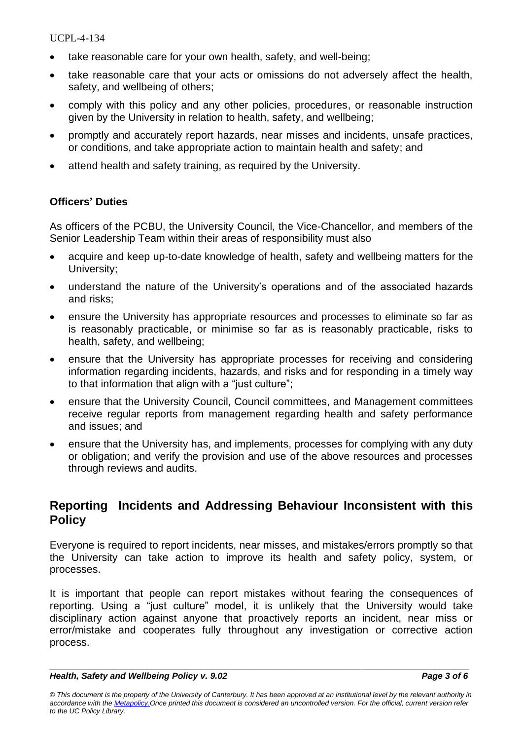- take reasonable care for your own health, safety, and well-being;
- take reasonable care that your acts or omissions do not adversely affect the health, safety, and wellbeing of others;
- comply with this policy and any other policies, procedures, or reasonable instruction given by the University in relation to health, safety, and wellbeing;
- promptly and accurately report hazards, near misses and incidents, unsafe practices, or conditions, and take appropriate action to maintain health and safety; and
- attend health and safety training, as required by the University.

### Officers' Duties

As officers of the PCBU, the University Council, the Vice-Chancellor, and members of the Senior Leadership Team within their areas of responsibility must also

- acquire and keep up-to-date knowledge of health, safety and wellbeing matters for the University;
- understand the nature of the University's operations and of the associated hazards and risks;
- ensure the University has appropriate resources and processes to eliminate so far as is reasonably practicable, or minimise so far as is reasonably practicable, risks to health, safety, and wellbeing;
- ensure that the University has appropriate processes for receiving and considering information regarding incidents, hazards, and risks and for responding in a timely way to that information that align with a "just culture";
- ensure that the University Council, Council committees, and Management committees receive regular reports from management regarding health and safety performance and issues; and
- ensure that the University has, and implements, processes for complying with any duty or obligation; and verify the provision and use of the above resources and processes through reviews and audits.

## Reporting Incidents and Addressing Behaviour Inconsistent with this Policy

Everyone is required to report incidents, near misses, and mistakes/errors promptly so that the University can take action to improve its health and safety policy, system, or processes.

It is important that people can report mistakes without fearing the consequences of reporting. Using a "just culture" model, it is unlikely that the University would take disciplinary action against anyone that proactively reports an incident, near miss or error/mistake and cooperates fully throughout any investigation or corrective action process.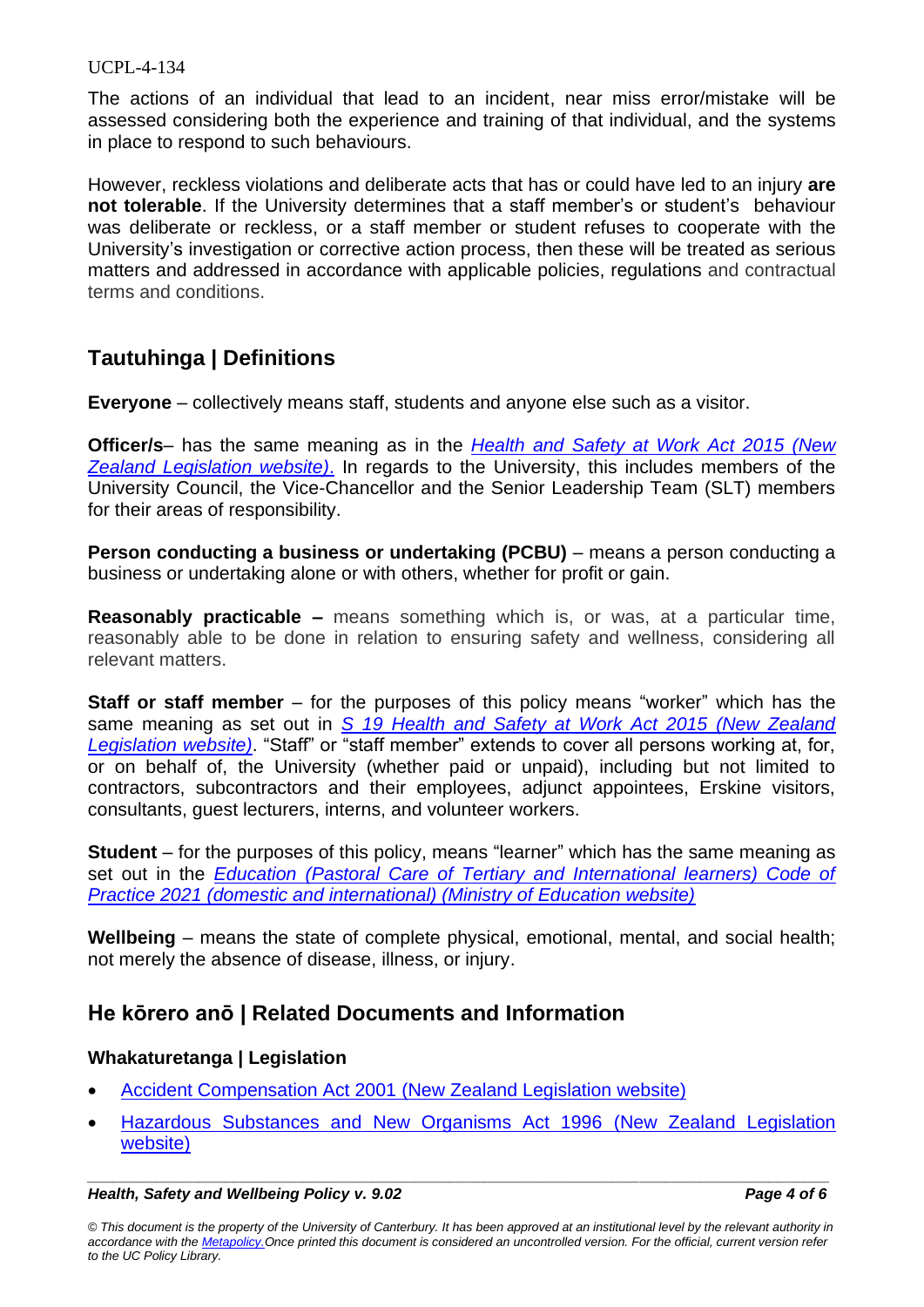The actions of an individual that lead to an incident, near miss error/mistake will be assessed considering both the experience and training of that individual, and the systems in place to respond to such behaviours.

However, reckless violations and deliberate acts that has or could have led to an injury **are not tolerable**. If the University determines that a staff member's or student's behaviour was deliberate or reckless, or a staff member or student refuses to cooperate with the University's investigation or corrective action process, then these will be treated as serious matters and addressed in accordance with applicable policies, regulations and contractual terms and conditions.

## Tautuhinga | Definitions

**Everyone** – collectively means staff, students and anyone else such as a visitor.

**Officer/s**– has the same meaning as in the *Health and Safety at Work Act 2015 (New Zealand Legislation website).* In regards to the University, this includes members of the University Council, the Vice-Chancellor and the Senior Leadership Team (SLT) members for their areas of responsibility.

**Person conducting a business or undertaking (PCBU)** – means a person conducting a business or undertaking alone or with others, whether for profit or gain.

**Reasonably practicable –** means something which is, or was, at a particular time, reasonably able to be done in relation to ensuring safety and wellness, considering all relevant matters.

**Staff or staff member** – for the purposes of this policy means "worker" which has the same meaning as set out in *S 19 Health and Safety at Work Act 2015 (New Zealand Legislation website)*. "Staff" or "staff member" extends to cover all persons working at, for, or on behalf of, the University (whether paid or unpaid), including but not limited to contractors, subcontractors and their employees, adjunct appointees, Erskine visitors, consultants, guest lecturers, interns, and volunteer workers.

**Student** – for the purposes of this policy, means "learner" which has the same meaning as set out in the *Education (Pastoral Care of Tertiary and International learners) Code of Practice 2021 (domestic and international) (Ministry of Education website)*

**Wellbeing** – means the state of complete physical, emotional, mental, and social health; not merely the absence of disease, illness, or injury.

## He kōrero anō | Related Documents and Information

### Whakaturetanga | Legislation

- Accident Compensation Act 2001 (New Zealand Legislation website)
- Hazardous Substances and New Organisms Act 1996 (New Zealand Legislation website)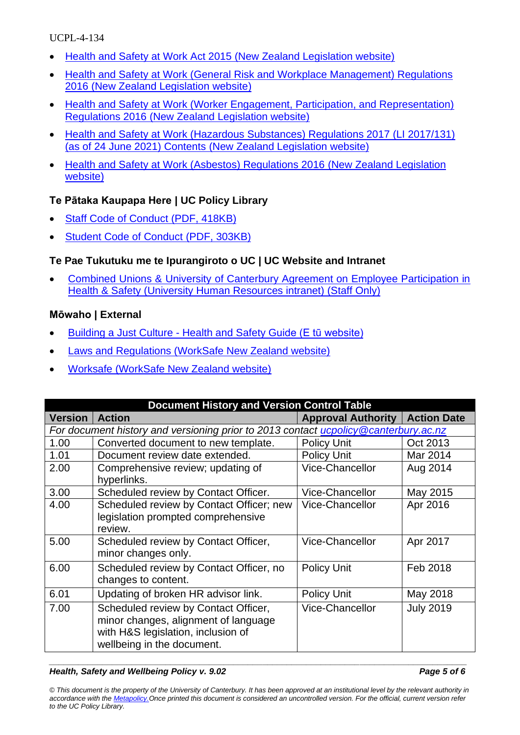- Health and Safety at Work Act 2015 (New Zealand Legislation website)
- Health and Safety at Work (General Risk and Workplace Management) Regulations 2016 (New Zealand Legislation website)
- Health and Safety at Work (Worker Engagement, Participation, and Representation) Regulations 2016 (New Zealand Legislation website)
- Health and Safety at Work (Hazardous Substances) Regulations 2017 (LI 2017/131) (as of 24 June 2021) Contents (New Zealand Legislation website)
- Health and Safety at Work (Asbestos) Regulations 2016 (New Zealand Legislation website)

### Te Pātaka Kaupapa Here | UC Policy Library

- Staff Code of Conduct (PDF, 418KB)
- Student Code of Conduct (PDF, 303KB)

### Te Pae Tukutuku me te Ipurangiroto o UC | UC Website and Intranet

- Combined Unions & University of Canterbury Agreement on Employee Participation in Health & Safety (University Human Resources intranet) (Staff Only)

### Mōwaho | External

- Building a Just Culture - Health and Safety Guide (E tū website)
- Laws and Regulations (WorkSafe New Zealand website)
- Worksafe (WorkSafe New Zealand website)

| Document History and Version Control Table | | | |
|---|---|---|---|
| **Version** | **Action** | **Approval Authority** | **Action Date** |
| *For document history and versioning prior to 2013 contact ucpolicy@canterbury.ac.nz* | | | |
| 1.00 | Converted document to new template. | Policy Unit | Oct 2013 |
| 1.01 | Document review date extended. | Policy Unit | Mar 2014 |
| 2.00 | Comprehensive review; updating of hyperlinks. | Vice-Chancellor | Aug 2014 |
| 3.00 | Scheduled review by Contact Officer. | Vice-Chancellor | May 2015 |
| 4.00 | Scheduled review by Contact Officer; new legislation prompted comprehensive review. | Vice-Chancellor | Apr 2016 |
| 5.00 | Scheduled review by Contact Officer, minor changes only. | Vice-Chancellor | Apr 2017 |
| 6.00 | Scheduled review by Contact Officer, no changes to content. | Policy Unit | Feb 2018 |
| 6.01 | Updating of broken HR advisor link. | Policy Unit | May 2018 |
| 7.00 | Scheduled review by Contact Officer, minor changes, alignment of language with H&S legislation, inclusion of wellbeing in the document. | Vice-Chancellor | July 2019 |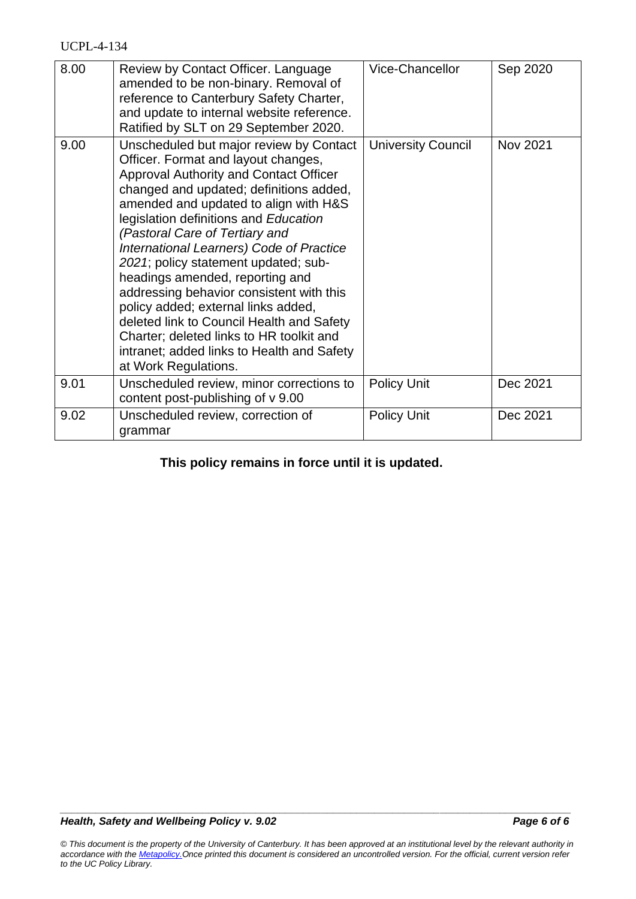| | | | |
|---|---|---|---|
| 8.00 | Review by Contact Officer. Language amended to be non-binary. Removal of reference to Canterbury Safety Charter, and update to internal website reference. Ratified by SLT on 29 September 2020. | Vice-Chancellor | Sep 2020 |
| 9.00 | Unscheduled but major review by Contact Officer. Format and layout changes, Approval Authority and Contact Officer changed and updated; definitions added, amended and updated to align with H&S legislation definitions and *Education (Pastoral Care of Tertiary and International Learners) Code of Practice 2021*; policy statement updated; sub-headings amended, reporting and addressing behavior consistent with this policy added; external links added, deleted link to Council Health and Safety Charter; deleted links to HR toolkit and intranet; added links to Health and Safety at Work Regulations. | University Council | Nov 2021 |
| 9.01 | Unscheduled review, minor corrections to content post-publishing of v 9.00 | Policy Unit | Dec 2021 |
| 9.02 | Unscheduled review, correction of grammar | Policy Unit | Dec 2021 |

**This policy remains in force until it is updated.**

*© This document is the property of the University of Canterbury. It has been approved at an institutional level by the relevant authority in accordance with the Metapolicy. Once printed this document is considered an uncontrolled version. For the official, current version refer to the UC Policy Library.*